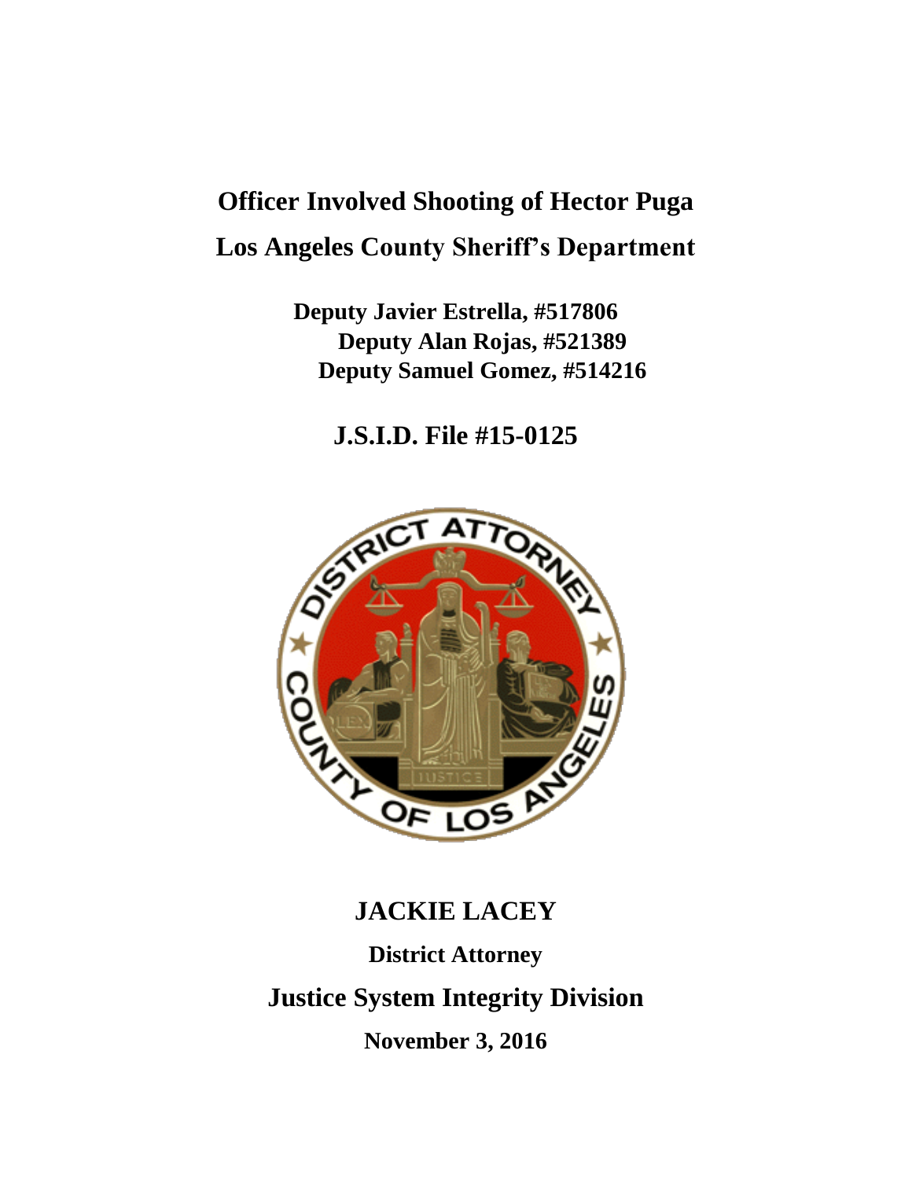# Officer Involved Shooting of Hector Puga

## Los Angeles County Sheriff's Department

**Deputy Javier Estrella, #517806**

**Deputy Alan Rojas, #521389**

**Deputy Samuel Gomez, #514216**

## J.S.I.D. File #15-0125

## JACKIE LACEY

**District Attorney**

## Justice System Integrity Division

**November 3, 2016**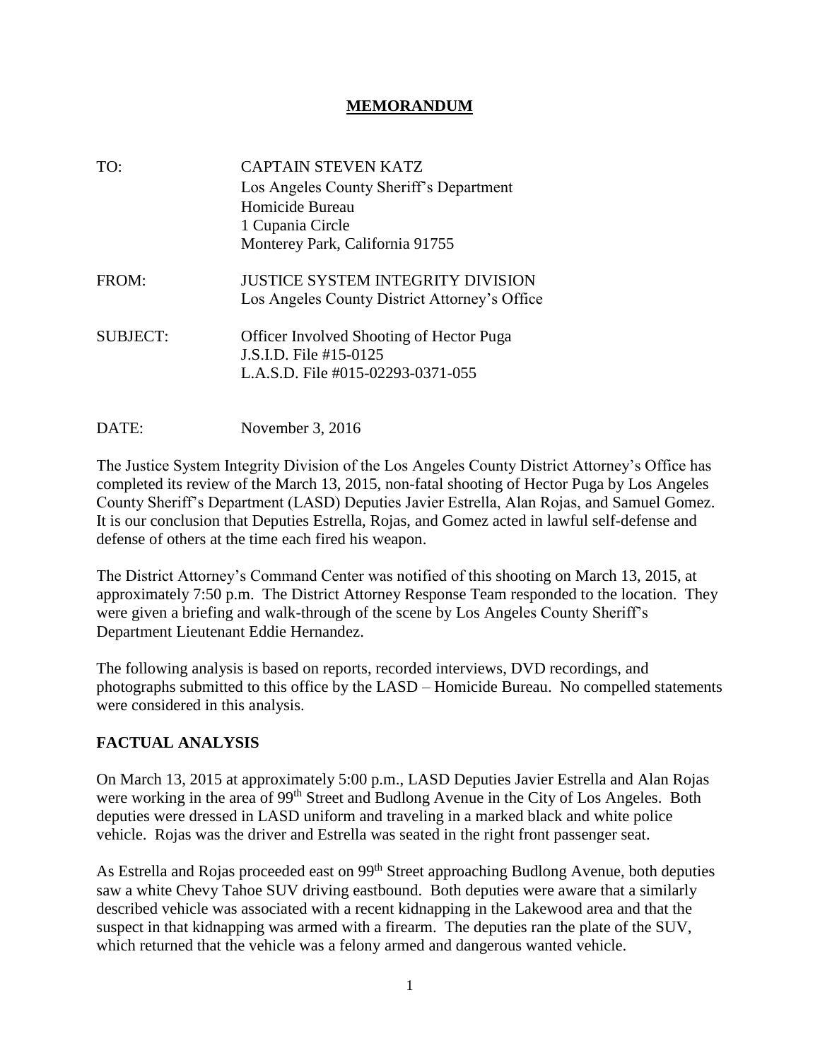# MEMORANDUM

| | |
|---|---|
| TO: | CAPTAIN STEVEN KATZ<br>Los Angeles County Sheriff's Department<br>Homicide Bureau<br>1 Cupania Circle<br>Monterey Park, California 91755 |
| FROM: | JUSTICE SYSTEM INTEGRITY DIVISION<br>Los Angeles County District Attorney's Office |
| SUBJECT: | Officer Involved Shooting of Hector Puga<br>J.S.I.D. File #15-0125<br>L.A.S.D. File #015-02293-0371-055 |
| DATE: | November 3, 2016 |

The Justice System Integrity Division of the Los Angeles County District Attorney's Office has completed its review of the March 13, 2015, non-fatal shooting of Hector Puga by Los Angeles County Sheriff's Department (LASD) Deputies Javier Estrella, Alan Rojas, and Samuel Gomez. It is our conclusion that Deputies Estrella, Rojas, and Gomez acted in lawful self-defense and defense of others at the time each fired his weapon.

The District Attorney's Command Center was notified of this shooting on March 13, 2015, at approximately 7:50 p.m. The District Attorney Response Team responded to the location. They were given a briefing and walk-through of the scene by Los Angeles County Sheriff's Department Lieutenant Eddie Hernandez.

The following analysis is based on reports, recorded interviews, DVD recordings, and photographs submitted to this office by the LASD – Homicide Bureau. No compelled statements were considered in this analysis.

## FACTUAL ANALYSIS

On March 13, 2015 at approximately 5:00 p.m., LASD Deputies Javier Estrella and Alan Rojas were working in the area of 99th Street and Budlong Avenue in the City of Los Angeles. Both deputies were dressed in LASD uniform and traveling in a marked black and white police vehicle. Rojas was the driver and Estrella was seated in the right front passenger seat.

As Estrella and Rojas proceeded east on 99th Street approaching Budlong Avenue, both deputies saw a white Chevy Tahoe SUV driving eastbound. Both deputies were aware that a similarly described vehicle was associated with a recent kidnapping in the Lakewood area and that the suspect in that kidnapping was armed with a firearm. The deputies ran the plate of the SUV, which returned that the vehicle was a felony armed and dangerous wanted vehicle.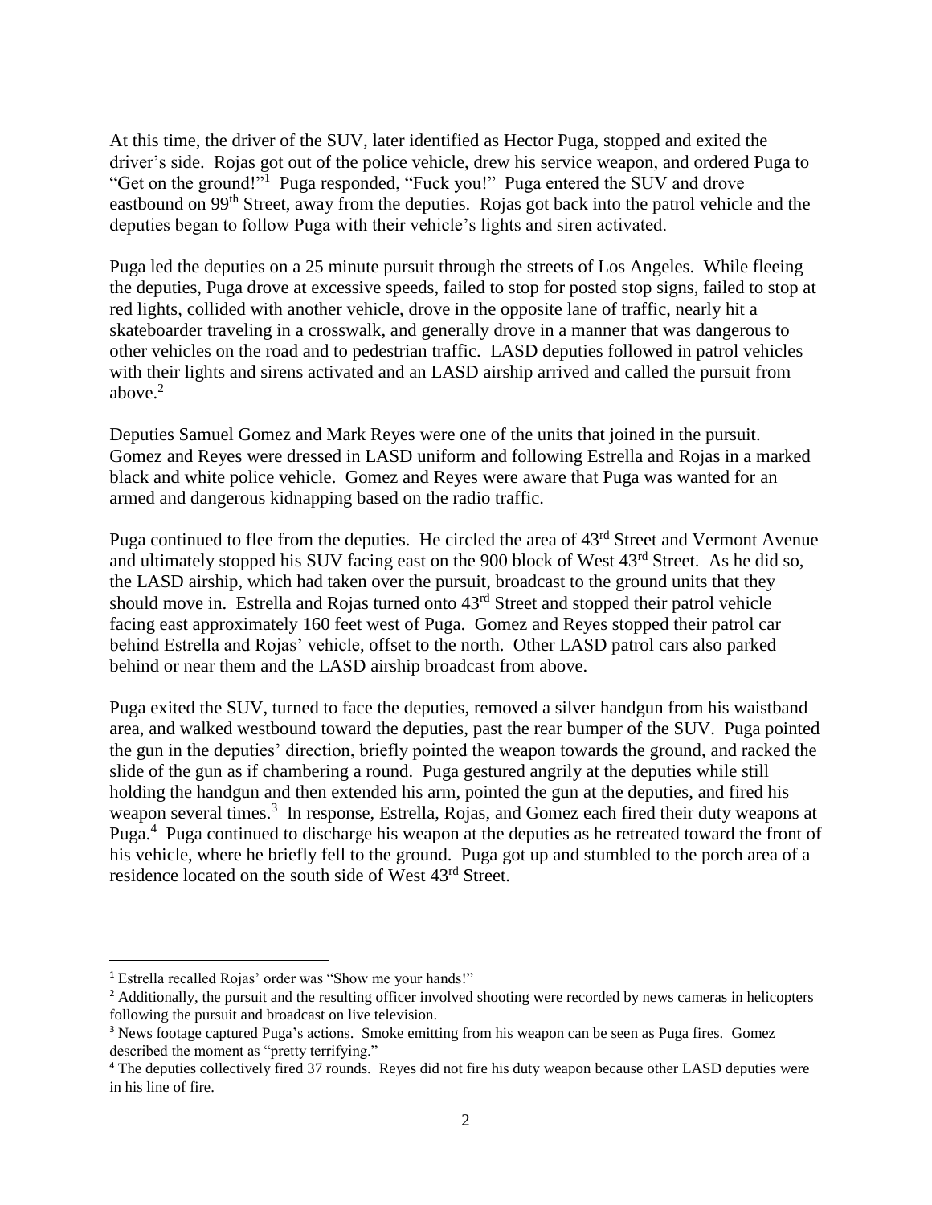At this time, the driver of the SUV, later identified as Hector Puga, stopped and exited the driver's side. Rojas got out of the police vehicle, drew his service weapon, and ordered Puga to "Get on the ground!"[1] Puga responded, "Fuck you!" Puga entered the SUV and drove eastbound on 99th Street, away from the deputies. Rojas got back into the patrol vehicle and the deputies began to follow Puga with their vehicle's lights and siren activated.

Puga led the deputies on a 25 minute pursuit through the streets of Los Angeles. While fleeing the deputies, Puga drove at excessive speeds, failed to stop for posted stop signs, failed to stop at red lights, collided with another vehicle, drove in the opposite lane of traffic, nearly hit a skateboarder traveling in a crosswalk, and generally drove in a manner that was dangerous to other vehicles on the road and to pedestrian traffic. LASD deputies followed in patrol vehicles with their lights and sirens activated and an LASD airship arrived and called the pursuit from above.[2]

Deputies Samuel Gomez and Mark Reyes were one of the units that joined in the pursuit. Gomez and Reyes were dressed in LASD uniform and following Estrella and Rojas in a marked black and white police vehicle. Gomez and Reyes were aware that Puga was wanted for an armed and dangerous kidnapping based on the radio traffic.

Puga continued to flee from the deputies. He circled the area of 43rd Street and Vermont Avenue and ultimately stopped his SUV facing east on the 900 block of West 43rd Street. As he did so, the LASD airship, which had taken over the pursuit, broadcast to the ground units that they should move in. Estrella and Rojas turned onto 43rd Street and stopped their patrol vehicle facing east approximately 160 feet west of Puga. Gomez and Reyes stopped their patrol car behind Estrella and Rojas' vehicle, offset to the north. Other LASD patrol cars also parked behind or near them and the LASD airship broadcast from above.

Puga exited the SUV, turned to face the deputies, removed a silver handgun from his waistband area, and walked westbound toward the deputies, past the rear bumper of the SUV. Puga pointed the gun in the deputies' direction, briefly pointed the weapon towards the ground, and racked the slide of the gun as if chambering a round. Puga gestured angrily at the deputies while still holding the handgun and then extended his arm, pointed the gun at the deputies, and fired his weapon several times.[3] In response, Estrella, Rojas, and Gomez each fired their duty weapons at Puga.[4] Puga continued to discharge his weapon at the deputies as he retreated toward the front of his vehicle, where he briefly fell to the ground. Puga got up and stumbled to the porch area of a residence located on the south side of West 43rd Street.

---

[1] Estrella recalled Rojas' order was "Show me your hands!"

[2] Additionally, the pursuit and the resulting officer involved shooting were recorded by news cameras in helicopters following the pursuit and broadcast on live television.

[3] News footage captured Puga's actions. Smoke emitting from his weapon can be seen as Puga fires. Gomez described the moment as "pretty terrifying."

[4] The deputies collectively fired 37 rounds. Reyes did not fire his duty weapon because other LASD deputies were in his line of fire.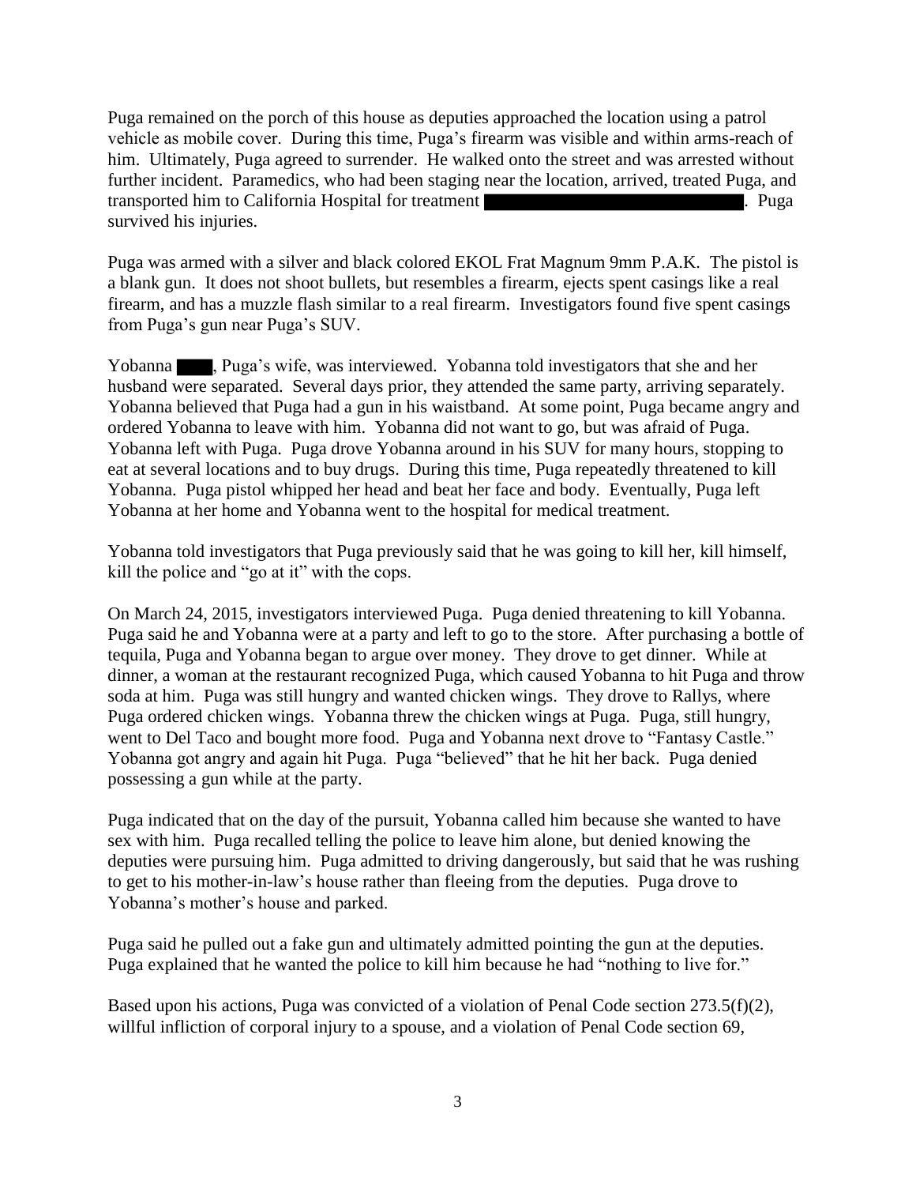Puga remained on the porch of this house as deputies approached the location using a patrol vehicle as mobile cover. During this time, Puga's firearm was visible and within arms-reach of him. Ultimately, Puga agreed to surrender. He walked onto the street and was arrested without further incident. Paramedics, who had been staging near the location, arrived, treated Puga, and transported him to California Hospital for treatment ██████████████████████. Puga survived his injuries.

Puga was armed with a silver and black colored EKOL Frat Magnum 9mm P.A.K. The pistol is a blank gun. It does not shoot bullets, but resembles a firearm, ejects spent casings like a real firearm, and has a muzzle flash similar to a real firearm. Investigators found five spent casings from Puga's gun near Puga's SUV.

Yobanna ████, Puga's wife, was interviewed. Yobanna told investigators that she and her husband were separated. Several days prior, they attended the same party, arriving separately. Yobanna believed that Puga had a gun in his waistband. At some point, Puga became angry and ordered Yobanna to leave with him. Yobanna did not want to go, but was afraid of Puga. Yobanna left with Puga. Puga drove Yobanna around in his SUV for many hours, stopping to eat at several locations and to buy drugs. During this time, Puga repeatedly threatened to kill Yobanna. Puga pistol whipped her head and beat her face and body. Eventually, Puga left Yobanna at her home and Yobanna went to the hospital for medical treatment.

Yobanna told investigators that Puga previously said that he was going to kill her, kill himself, kill the police and "go at it" with the cops.

On March 24, 2015, investigators interviewed Puga. Puga denied threatening to kill Yobanna. Puga said he and Yobanna were at a party and left to go to the store. After purchasing a bottle of tequila, Puga and Yobanna began to argue over money. They drove to get dinner. While at dinner, a woman at the restaurant recognized Puga, which caused Yobanna to hit Puga and throw soda at him. Puga was still hungry and wanted chicken wings. They drove to Rallys, where Puga ordered chicken wings. Yobanna threw the chicken wings at Puga. Puga, still hungry, went to Del Taco and bought more food. Puga and Yobanna next drove to "Fantasy Castle." Yobanna got angry and again hit Puga. Puga "believed" that he hit her back. Puga denied possessing a gun while at the party.

Puga indicated that on the day of the pursuit, Yobanna called him because she wanted to have sex with him. Puga recalled telling the police to leave him alone, but denied knowing the deputies were pursuing him. Puga admitted to driving dangerously, but said that he was rushing to get to his mother-in-law's house rather than fleeing from the deputies. Puga drove to Yobanna's mother's house and parked.

Puga said he pulled out a fake gun and ultimately admitted pointing the gun at the deputies. Puga explained that he wanted the police to kill him because he had "nothing to live for."

Based upon his actions, Puga was convicted of a violation of Penal Code section 273.5(f)(2), willful infliction of corporal injury to a spouse, and a violation of Penal Code section 69,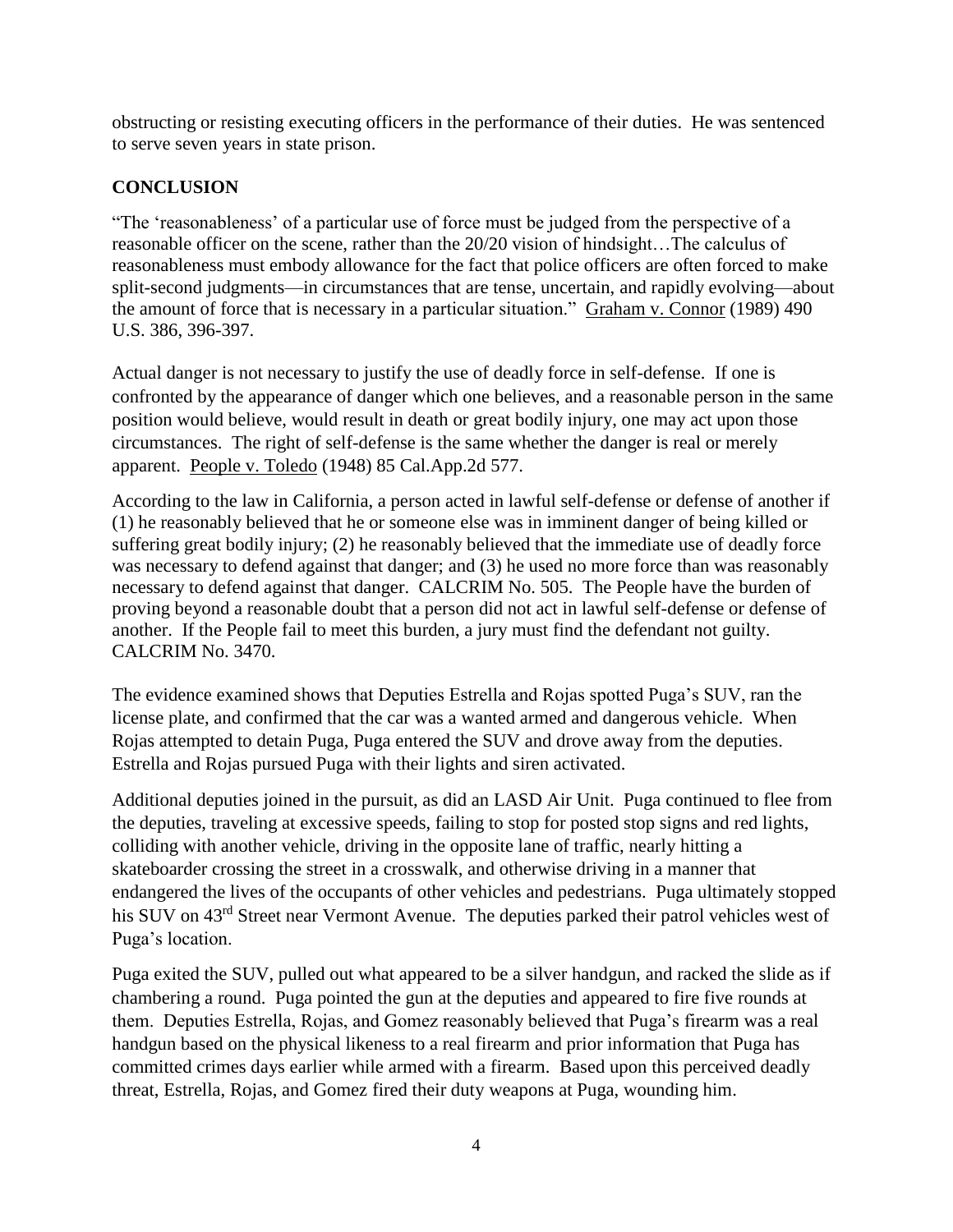obstructing or resisting executing officers in the performance of their duties. He was sentenced to serve seven years in state prison.

## CONCLUSION

"The 'reasonableness' of a particular use of force must be judged from the perspective of a reasonable officer on the scene, rather than the 20/20 vision of hindsight…The calculus of reasonableness must embody allowance for the fact that police officers are often forced to make split-second judgments—in circumstances that are tense, uncertain, and rapidly evolving—about the amount of force that is necessary in a particular situation." Graham v. Connor (1989) 490 U.S. 386, 396-397.

Actual danger is not necessary to justify the use of deadly force in self-defense. If one is confronted by the appearance of danger which one believes, and a reasonable person in the same position would believe, would result in death or great bodily injury, one may act upon those circumstances. The right of self-defense is the same whether the danger is real or merely apparent. People v. Toledo (1948) 85 Cal.App.2d 577.

According to the law in California, a person acted in lawful self-defense or defense of another if (1) he reasonably believed that he or someone else was in imminent danger of being killed or suffering great bodily injury; (2) he reasonably believed that the immediate use of deadly force was necessary to defend against that danger; and (3) he used no more force than was reasonably necessary to defend against that danger. CALCRIM No. 505. The People have the burden of proving beyond a reasonable doubt that a person did not act in lawful self-defense or defense of another. If the People fail to meet this burden, a jury must find the defendant not guilty. CALCRIM No. 3470.

The evidence examined shows that Deputies Estrella and Rojas spotted Puga's SUV, ran the license plate, and confirmed that the car was a wanted armed and dangerous vehicle. When Rojas attempted to detain Puga, Puga entered the SUV and drove away from the deputies. Estrella and Rojas pursued Puga with their lights and siren activated.

Additional deputies joined in the pursuit, as did an LASD Air Unit. Puga continued to flee from the deputies, traveling at excessive speeds, failing to stop for posted stop signs and red lights, colliding with another vehicle, driving in the opposite lane of traffic, nearly hitting a skateboarder crossing the street in a crosswalk, and otherwise driving in a manner that endangered the lives of the occupants of other vehicles and pedestrians. Puga ultimately stopped his SUV on 43rd Street near Vermont Avenue. The deputies parked their patrol vehicles west of Puga's location.

Puga exited the SUV, pulled out what appeared to be a silver handgun, and racked the slide as if chambering a round. Puga pointed the gun at the deputies and appeared to fire five rounds at them. Deputies Estrella, Rojas, and Gomez reasonably believed that Puga's firearm was a real handgun based on the physical likeness to a real firearm and prior information that Puga has committed crimes days earlier while armed with a firearm. Based upon this perceived deadly threat, Estrella, Rojas, and Gomez fired their duty weapons at Puga, wounding him.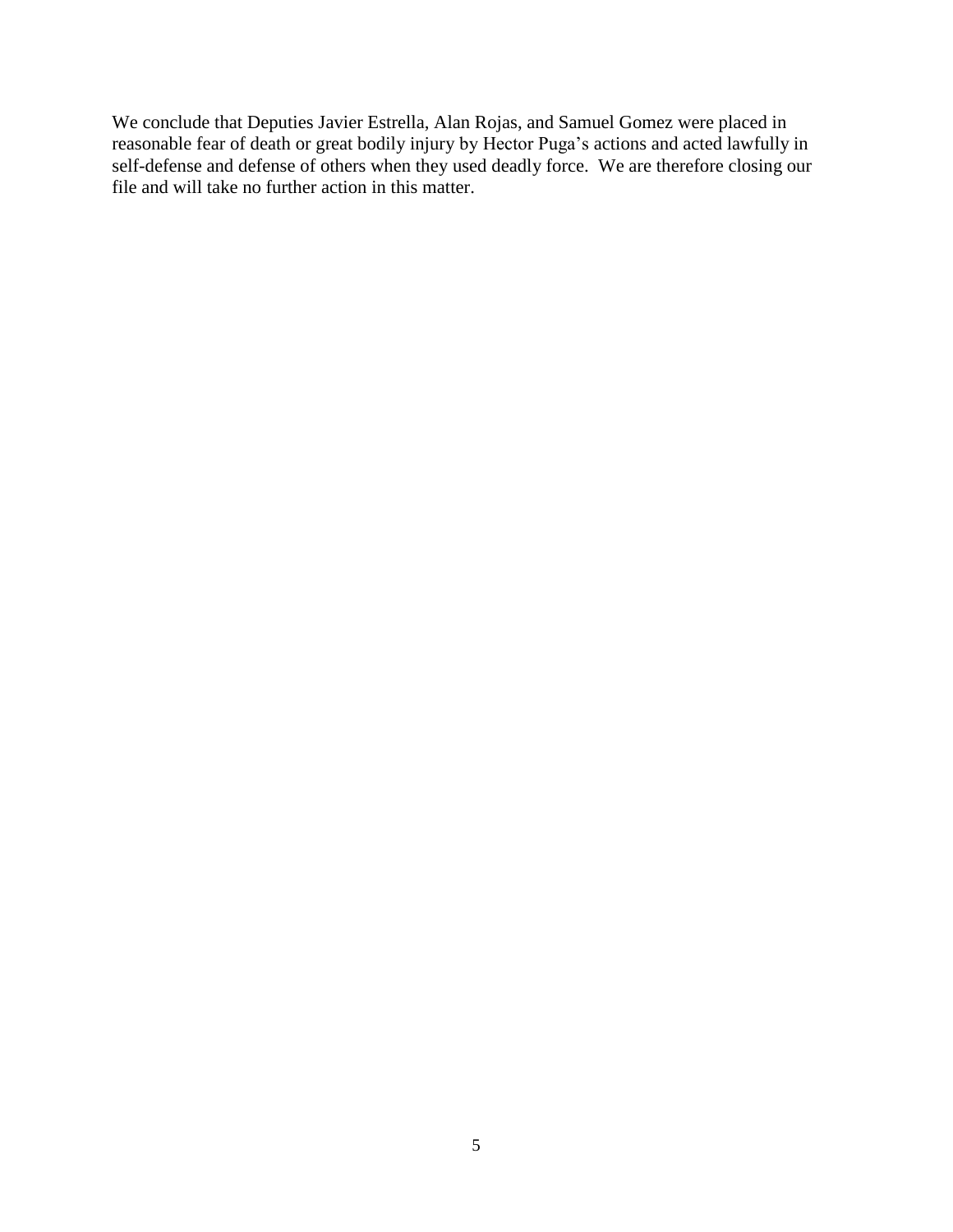We conclude that Deputies Javier Estrella, Alan Rojas, and Samuel Gomez were placed in reasonable fear of death or great bodily injury by Hector Puga's actions and acted lawfully in self-defense and defense of others when they used deadly force. We are therefore closing our file and will take no further action in this matter.